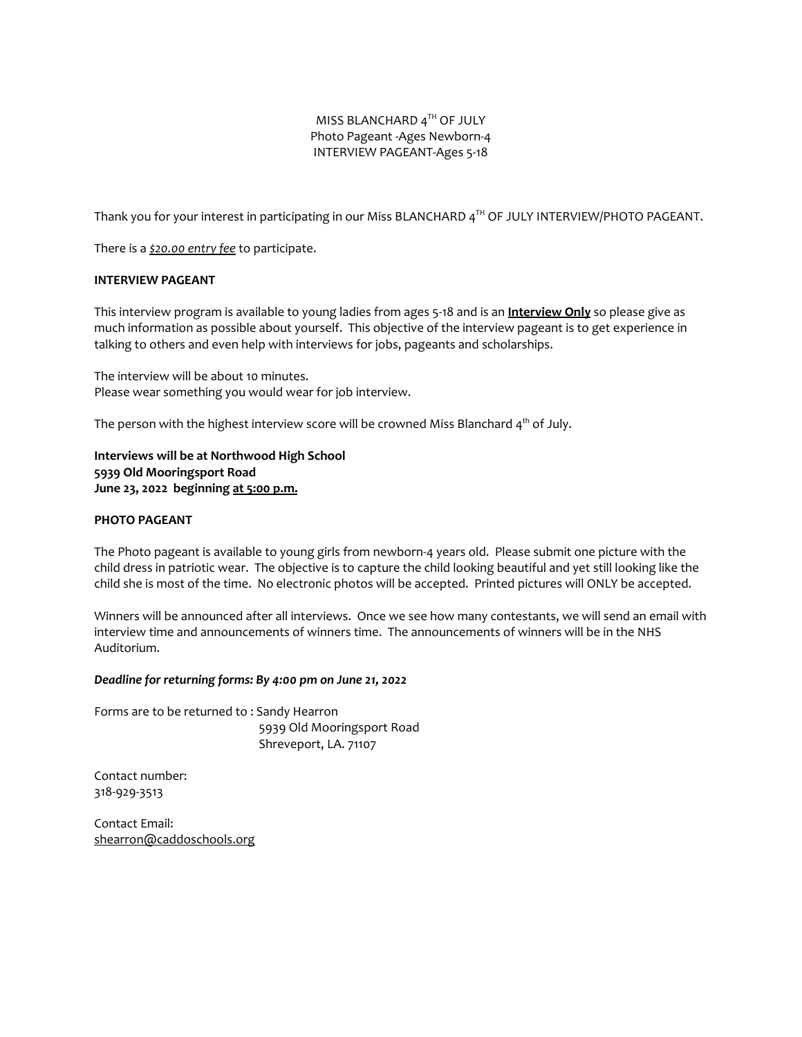MISS BLANCHARD 4TH OF JULY
Photo Pageant -Ages Newborn-4
INTERVIEW PAGEANT-Ages 5-18

Thank you for your interest in participating in our Miss BLANCHARD 4TH OF JULY INTERVIEW/PHOTO PAGEANT.

There is a *$20.00 entry fee* to participate.

**INTERVIEW PAGEANT**

This interview program is available to young ladies from ages 5-18 and is an **Interview Only** so please give as much information as possible about yourself. This objective of the interview pageant is to get experience in talking to others and even help with interviews for jobs, pageants and scholarships.

The interview will be about 10 minutes.
Please wear something you would wear for job interview.

The person with the highest interview score will be crowned Miss Blanchard 4th of July.

**Interviews will be at Northwood High School**
**5939 Old Mooringsport Road**
**June 23, 2022 beginning at 5:00 p.m.**

**PHOTO PAGEANT**

The Photo pageant is available to young girls from newborn-4 years old. Please submit one picture with the child dress in patriotic wear. The objective is to capture the child looking beautiful and yet still looking like the child she is most of the time. No electronic photos will be accepted. Printed pictures will ONLY be accepted.

Winners will be announced after all interviews. Once we see how many contestants, we will send an email with interview time and announcements of winners time. The announcements of winners will be in the NHS Auditorium.

***Deadline for returning forms: By 4:00 pm on June 21, 2022***

Forms are to be returned to : Sandy Hearron
5939 Old Mooringsport Road
Shreveport, LA. 71107

Contact number:
318-929-3513

Contact Email:
shearron@caddoschools.org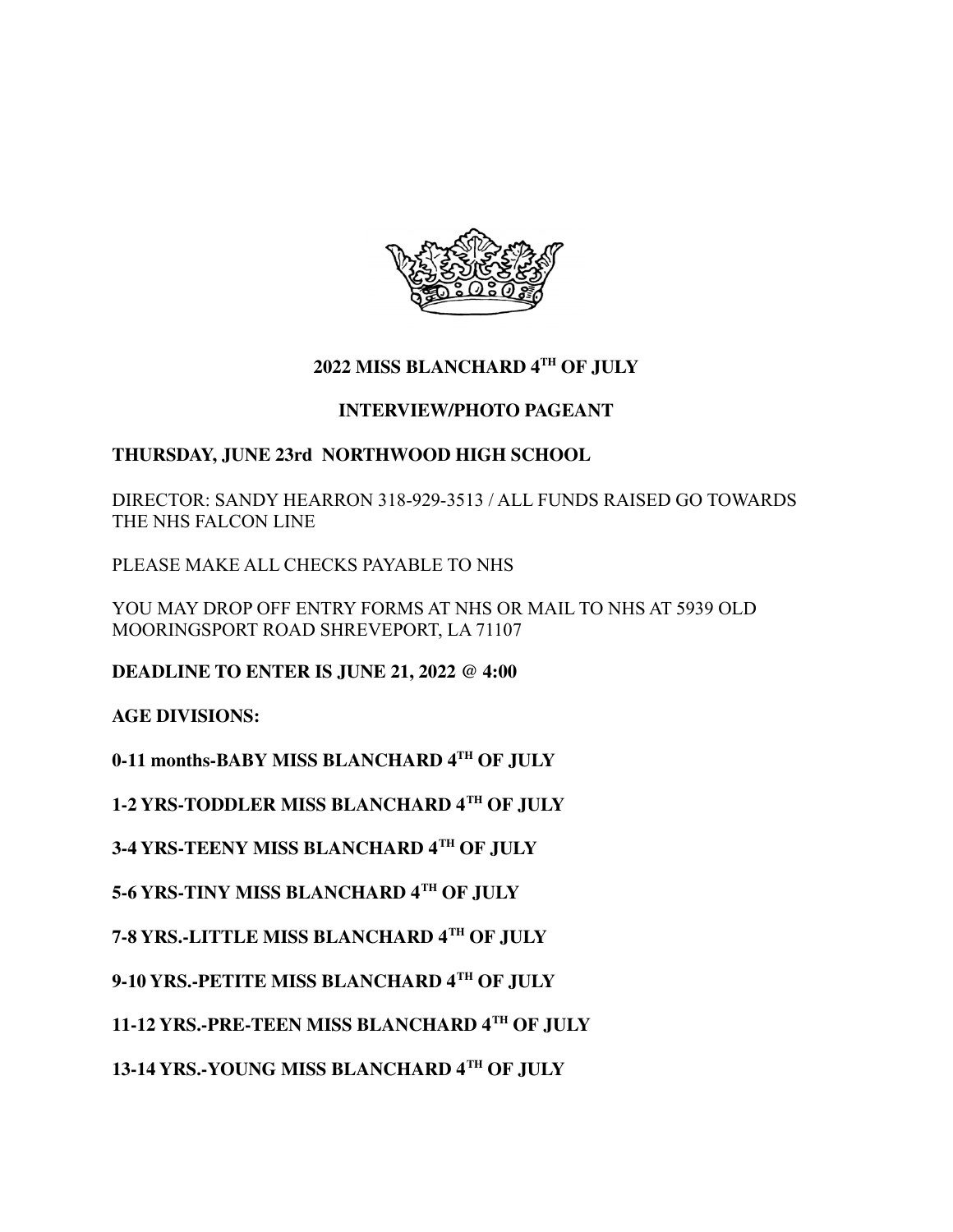## 2022 MISS BLANCHARD 4TH OF JULY

## INTERVIEW/PHOTO PAGEANT

**THURSDAY, JUNE 23rd NORTHWOOD HIGH SCHOOL**

DIRECTOR: SANDY HEARRON 318-929-3513 / ALL FUNDS RAISED GO TOWARDS THE NHS FALCON LINE

PLEASE MAKE ALL CHECKS PAYABLE TO NHS

YOU MAY DROP OFF ENTRY FORMS AT NHS OR MAIL TO NHS AT 5939 OLD MOORINGSPORT ROAD SHREVEPORT, LA 71107

**DEADLINE TO ENTER IS JUNE 21, 2022 @ 4:00**

**AGE DIVISIONS:**

**0-11 months-BABY MISS BLANCHARD 4TH OF JULY**

**1-2 YRS-TODDLER MISS BLANCHARD 4TH OF JULY**

**3-4 YRS-TEENY MISS BLANCHARD 4TH OF JULY**

**5-6 YRS-TINY MISS BLANCHARD 4TH OF JULY**

**7-8 YRS.-LITTLE MISS BLANCHARD 4TH OF JULY**

**9-10 YRS.-PETITE MISS BLANCHARD 4TH OF JULY**

**11-12 YRS.-PRE-TEEN MISS BLANCHARD 4TH OF JULY**

**13-14 YRS.-YOUNG MISS BLANCHARD 4TH OF JULY**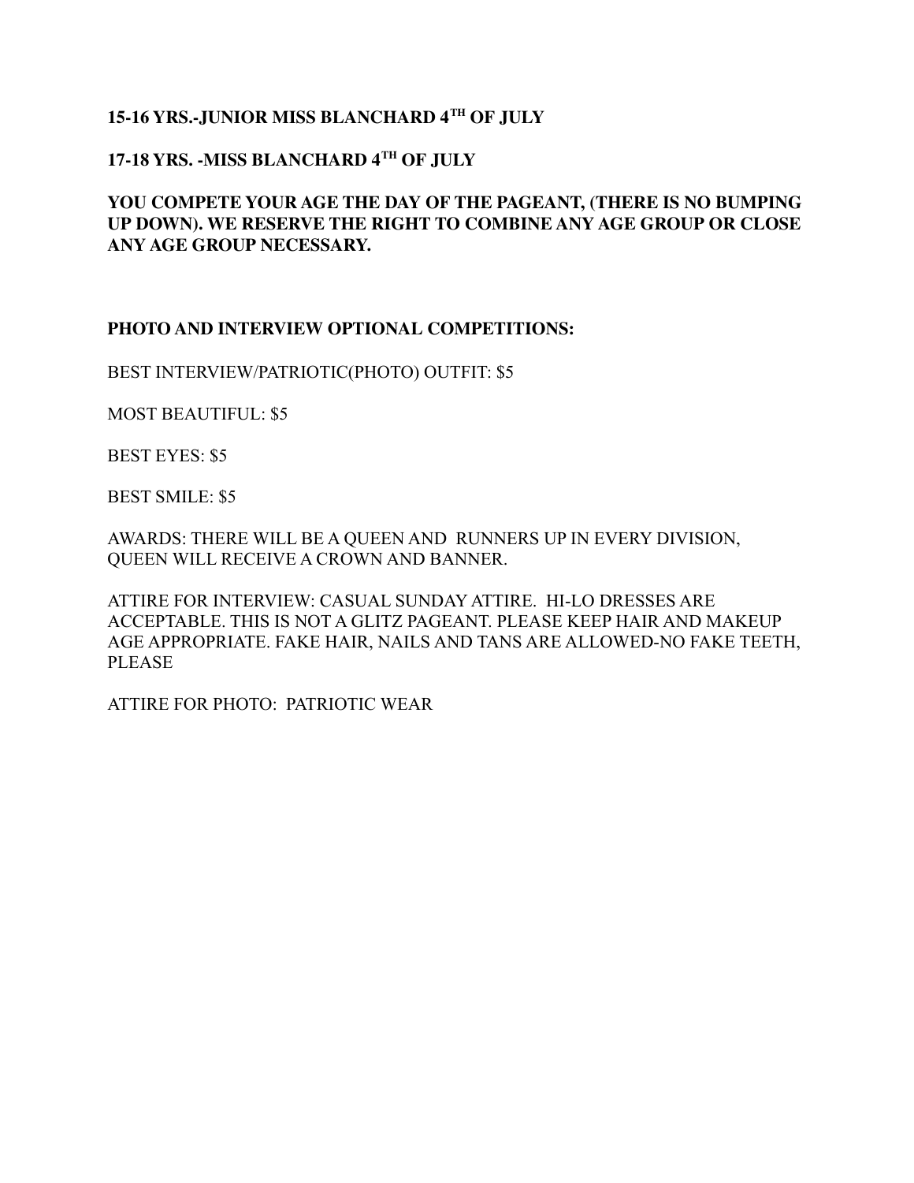**15-16 YRS.-JUNIOR MISS BLANCHARD 4TH OF JULY**

**17-18 YRS. -MISS BLANCHARD 4TH OF JULY**

**YOU COMPETE YOUR AGE THE DAY OF THE PAGEANT, (THERE IS NO BUMPING UP DOWN). WE RESERVE THE RIGHT TO COMBINE ANY AGE GROUP OR CLOSE ANY AGE GROUP NECESSARY.**

**PHOTO AND INTERVIEW OPTIONAL COMPETITIONS:**

BEST INTERVIEW/PATRIOTIC(PHOTO) OUTFIT: $5

MOST BEAUTIFUL: $5

BEST EYES: $5

BEST SMILE: $5

AWARDS: THERE WILL BE A QUEEN AND RUNNERS UP IN EVERY DIVISION, QUEEN WILL RECEIVE A CROWN AND BANNER.

ATTIRE FOR INTERVIEW: CASUAL SUNDAY ATTIRE. HI-LO DRESSES ARE ACCEPTABLE. THIS IS NOT A GLITZ PAGEANT. PLEASE KEEP HAIR AND MAKEUP AGE APPROPRIATE. FAKE HAIR, NAILS AND TANS ARE ALLOWED-NO FAKE TEETH, PLEASE

ATTIRE FOR PHOTO: PATRIOTIC WEAR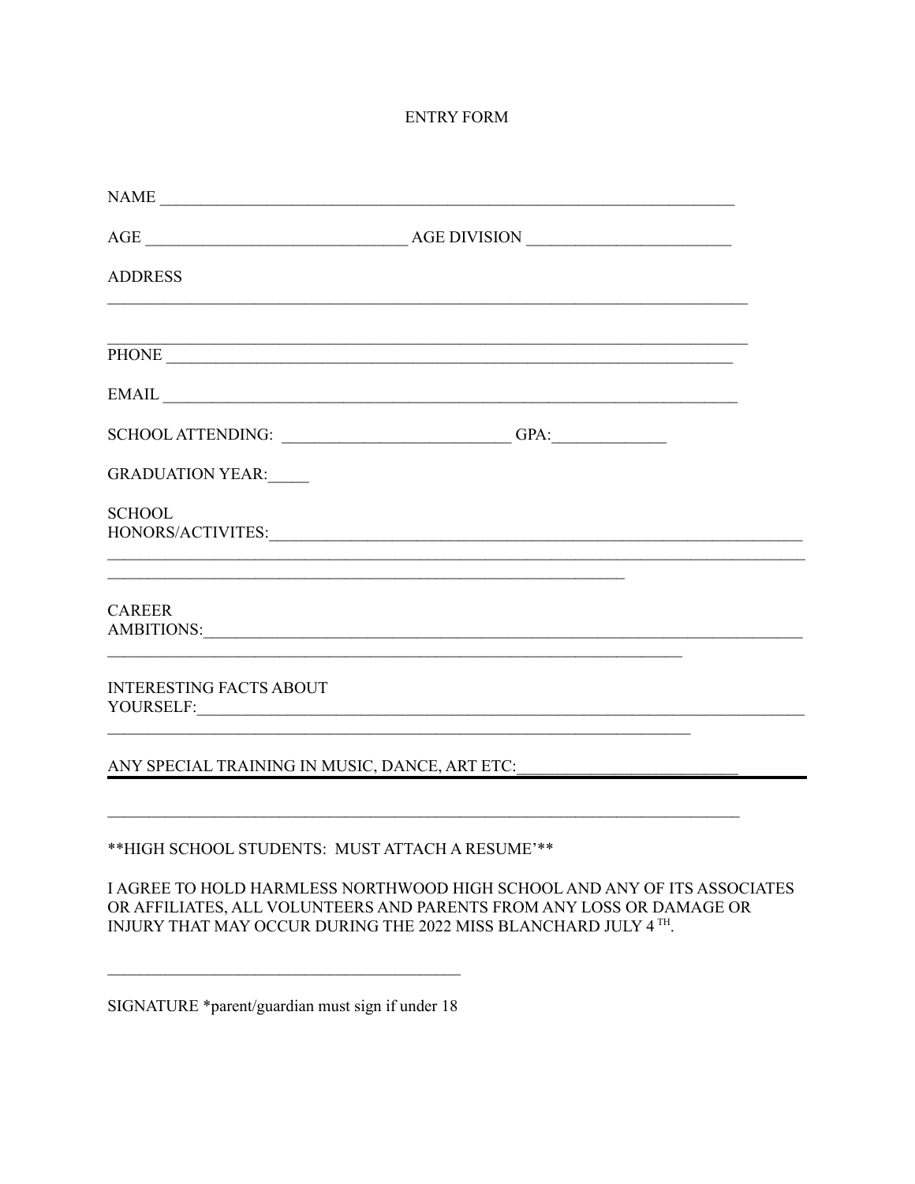# ENTRY FORM

NAME ___________________________________________________________________

AGE _____________________________ AGE DIVISION _______________________

ADDRESS

_________________________________________________________________________

_________________________________________________________________________

PHONE __________________________________________________________________

EMAIL __________________________________________________________________

SCHOOL ATTENDING: _________________________ GPA:____________

GRADUATION YEAR:_____

SCHOOL HONORS/ACTIVITES:_______________________________________________________________

_______________________________________________________________________________

___________________________________________________________

CAREER AMBITIONS:______________________________________________________________________

_________________________________________________________________

INTERESTING FACTS ABOUT YOURSELF:_____________________________________________________________________

__________________________________________________________________

ANY SPECIAL TRAINING IN MUSIC, DANCE, ART ETC:________________________

_________________________________________________________________________

**HIGH SCHOOL STUDENTS: MUST ATTACH A RESUME'**

I AGREE TO HOLD HARMLESS NORTHWOOD HIGH SCHOOL AND ANY OF ITS ASSOCIATES OR AFFILIATES, ALL VOLUNTEERS AND PARENTS FROM ANY LOSS OR DAMAGE OR INJURY THAT MAY OCCUR DURING THE 2022 MISS BLANCHARD JULY 4 TH.

________________________________________

SIGNATURE *parent/guardian must sign if under 18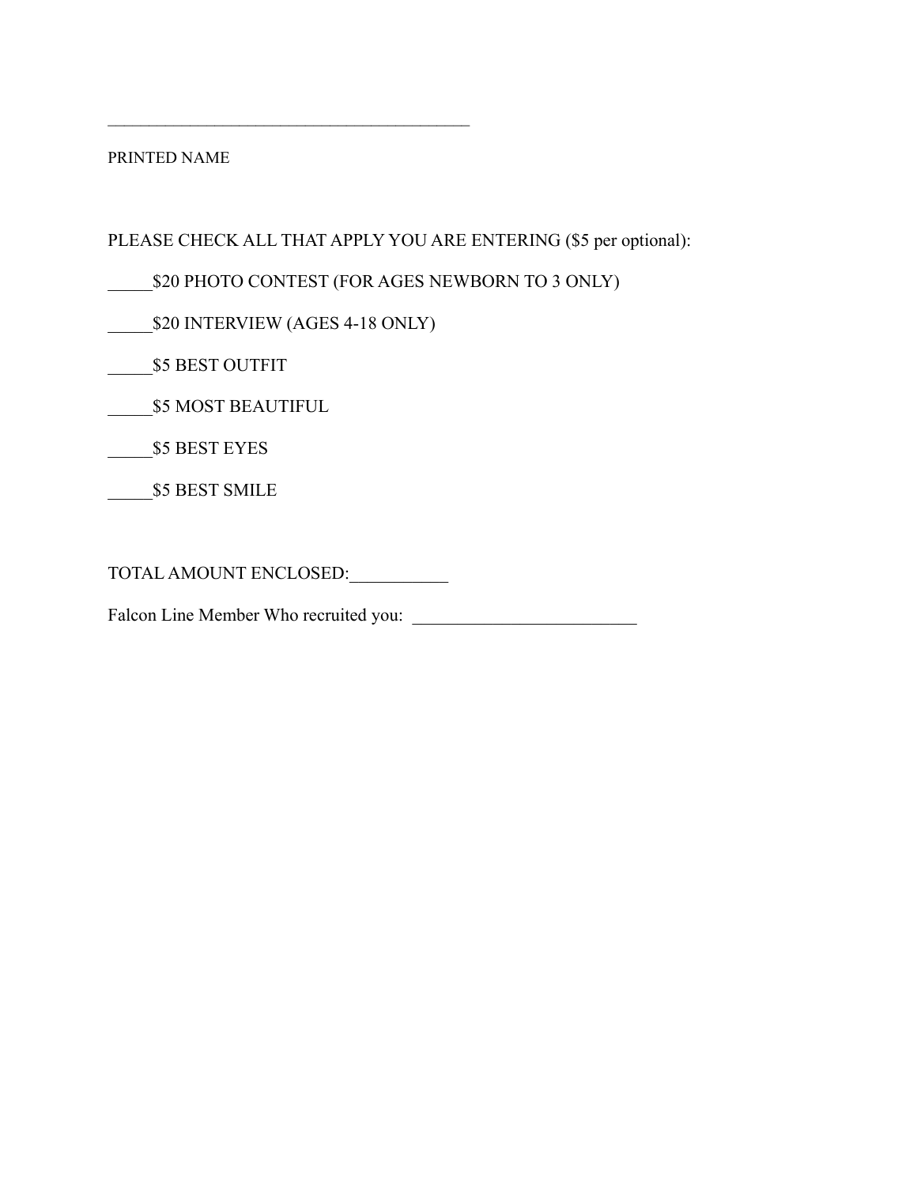\_\_\_\_\_\_\_\_\_\_\_\_\_\_\_\_\_\_\_\_\_\_\_\_\_\_\_\_\_\_\_\_\_\_\_\_\_\_\_\_\_\_\_\_

PRINTED NAME

PLEASE CHECK ALL THAT APPLY YOU ARE ENTERING ($5 per optional):

_____$20 PHOTO CONTEST (FOR AGES NEWBORN TO 3 ONLY)

_____$20 INTERVIEW (AGES 4-18 ONLY)

_____$5 BEST OUTFIT

_____$5 MOST BEAUTIFUL

_____$5 BEST EYES

_____$5 BEST SMILE

TOTAL AMOUNT ENCLOSED:___________

Falcon Line Member Who recruited you: _________________________